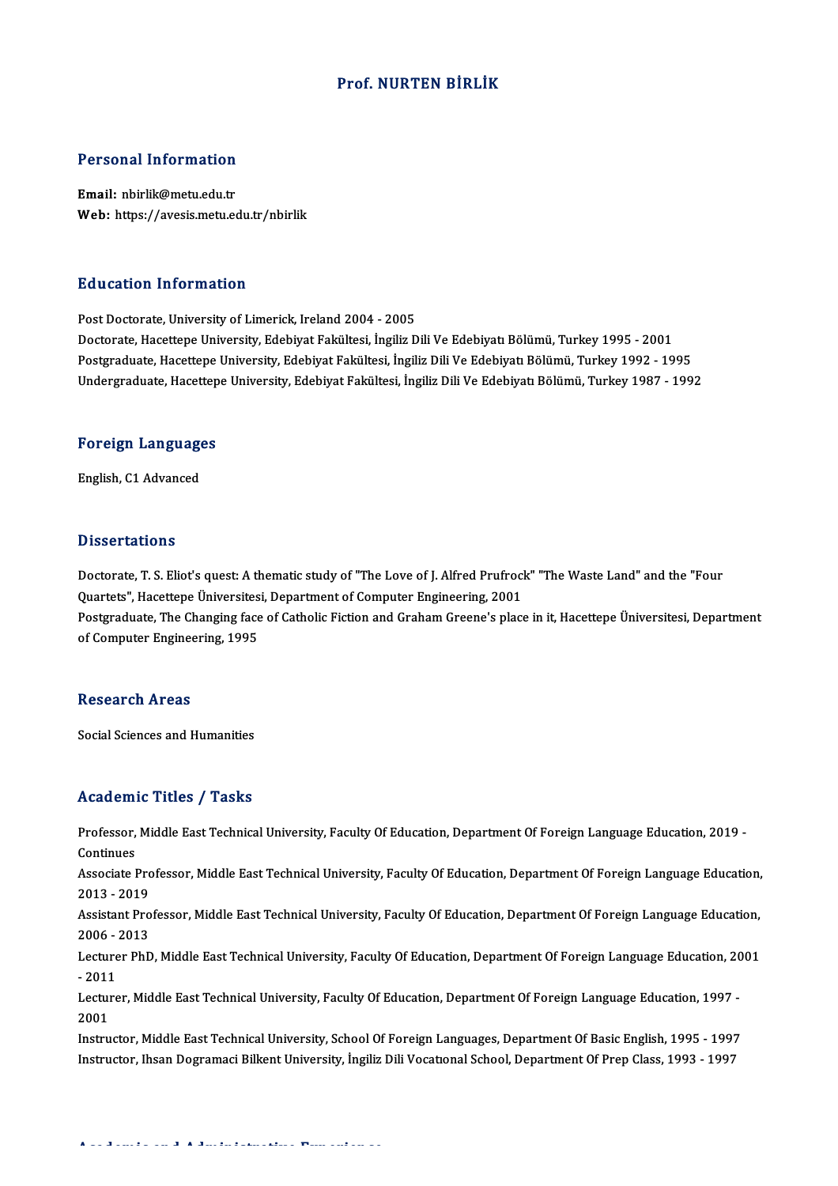# Prof. NURTEN BİRLİK

## Personal Information

**Email:** nbirlik@metu.edu.tr
**Web:** https://avesis.metu.edu.tr/nbirlik

## Education Information

Post Doctorate, University of Limerick, Ireland 2004 - 2005
Doctorate, Hacettepe University, Edebiyat Fakültesi, İngiliz Dili Ve Edebiyatı Bölümü, Turkey 1995 - 2001
Postgraduate, Hacettepe University, Edebiyat Fakültesi, İngiliz Dili Ve Edebiyatı Bölümü, Turkey 1992 - 1995
Undergraduate, Hacettepe University, Edebiyat Fakültesi, İngiliz Dili Ve Edebiyatı Bölümü, Turkey 1987 - 1992

## Foreign Languages

English, C1 Advanced

## Dissertations

Doctorate, T. S. Eliot's quest: A thematic study of "The Love of J. Alfred Prufrock" "The Waste Land" and the "Four Quartets", Hacettepe Üniversitesi, Department of Computer Engineering, 2001
Postgraduate, The Changing face of Catholic Fiction and Graham Greene's place in it, Hacettepe Üniversitesi, Department of Computer Engineering, 1995

## Research Areas

Social Sciences and Humanities

## Academic Titles / Tasks

Professor, Middle East Technical University, Faculty Of Education, Department Of Foreign Language Education, 2019 - Continues
Associate Professor, Middle East Technical University, Faculty Of Education, Department Of Foreign Language Education, 2013 - 2019
Assistant Professor, Middle East Technical University, Faculty Of Education, Department Of Foreign Language Education, 2006 - 2013
Lecturer PhD, Middle East Technical University, Faculty Of Education, Department Of Foreign Language Education, 2001 - 2011
Lecturer, Middle East Technical University, Faculty Of Education, Department Of Foreign Language Education, 1997 - 2001
Instructor, Middle East Technical University, School Of Foreign Languages, Department Of Basic English, 1995 - 1997
Instructor, Ihsan Dogramaci Bilkent University, İngiliz Dili Vocational School, Department Of Prep Class, 1993 - 1997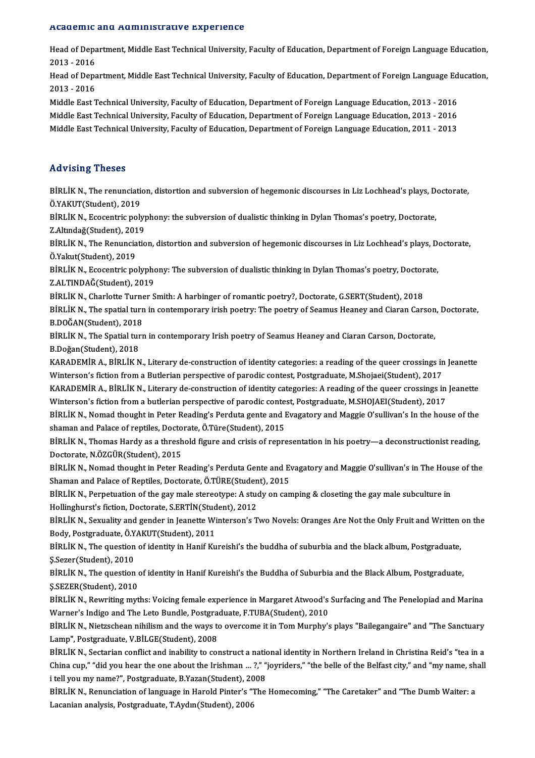## Academic and Administrative Experience

Head of Department, Middle East Technical University, Faculty of Education, Department of Foreign Language Education, 2013 - 2016

Head of Department, Middle East Technical University, Faculty of Education, Department of Foreign Language Education, 2013 - 2016

Middle East Technical University, Faculty of Education, Department of Foreign Language Education, 2013 - 2016

Middle East Technical University, Faculty of Education, Department of Foreign Language Education, 2013 - 2016

Middle East Technical University, Faculty of Education, Department of Foreign Language Education, 2011 - 2013

## Advising Theses

BİRLİK N., The renunciation, distortion and subversion of hegemonic discourses in Liz Lochhead's plays, Doctorate, Ö.YAKUT(Student), 2019

BİRLİK N., Ecocentric polyphony: the subversion of dualistic thinking in Dylan Thomas's poetry, Doctorate, Z.Altındağ(Student), 2019

BİRLİK N., The Renunciation, distortion and subversion of hegemonic discourses in Liz Lochhead's plays, Doctorate, Ö.Yakut(Student), 2019

BİRLİK N., Ecocentric polyphony: The subversion of dualistic thinking in Dylan Thomas's poetry, Doctorate, Z.ALTINDAĞ(Student), 2019

BİRLİK N., Charlotte Turner Smith: A harbinger of romantic poetry?, Doctorate, G.SERT(Student), 2018

BİRLİK N., The spatial turn in contemporary irish poetry: The poetry of Seamus Heaney and Ciaran Carson, Doctorate, B.DOĞAN(Student), 2018

BİRLİK N., The Spatial turn in contemporary Irish poetry of Seamus Heaney and Ciaran Carson, Doctorate, B.Doğan(Student), 2018

KARADEMİR A., BİRLİK N., Literary de-construction of identity categories: a reading of the queer crossings in Jeanette Winterson's fiction from a Butlerian perspective of parodic contest, Postgraduate, M.Shojaei(Student), 2017

KARADEMİR A., BİRLİK N., Literary de-construction of identity categories: A reading of the queer crossings in Jeanette Winterson's fiction from a butlerian perspective of parodic contest, Postgraduate, M.SHOJAEI(Student), 2017

BİRLİK N., Nomad thought in Peter Reading's Perduta gente and Evagatory and Maggie O'sullivan's In the house of the shaman and Palace of reptiles, Doctorate, Ö.Türe(Student), 2015

BİRLİK N., Thomas Hardy as a threshold figure and crisis of representation in his poetry—a deconstructionist reading, Doctorate, N.ÖZGÜR(Student), 2015

BİRLİK N., Nomad thought in Peter Reading's Perduta Gente and Evagatory and Maggie O'sullivan's in The House of the Shaman and Palace of Reptiles, Doctorate, Ö.TÜRE(Student), 2015

BİRLİK N., Perpetuation of the gay male stereotype: A study on camping & closeting the gay male subculture in Hollinghurst's fiction, Doctorate, S.ERTİN(Student), 2012

BİRLİK N., Sexuality and gender in Jeanette Winterson's Two Novels: Oranges Are Not the Only Fruit and Written on the Body, Postgraduate, Ö.YAKUT(Student), 2011

BİRLİK N., The question of identity in Hanif Kureishi's the buddha of suburbia and the black album, Postgraduate, Ş.Sezer(Student), 2010

BİRLİK N., The question of identity in Hanif Kureishi's the Buddha of Suburbia and the Black Album, Postgraduate, Ş.SEZER(Student), 2010

BİRLİK N., Rewriting myths: Voicing female experience in Margaret Atwood's Surfacing and The Penelopiad and Marina Warner's Indigo and The Leto Bundle, Postgraduate, F.TUBA(Student), 2010

BİRLİK N., Nietzschean nihilism and the ways to overcome it in Tom Murphy's plays "Bailegangaire" and "The Sanctuary Lamp", Postgraduate, V.BİLGE(Student), 2008

BİRLİK N., Sectarian conflict and inability to construct a national identity in Northern Ireland in Christina Reid's "tea in a China cup," "did you hear the one about the Irishman ... ?," "joyriders," "the belle of the Belfast city," and "my name, shall i tell you my name?", Postgraduate, B.Yazan(Student), 2008

BİRLİK N., Renunciation of language in Harold Pinter's "The Homecoming," "The Caretaker" and "The Dumb Waiter: a Lacanian analysis, Postgraduate, T.Aydın(Student), 2006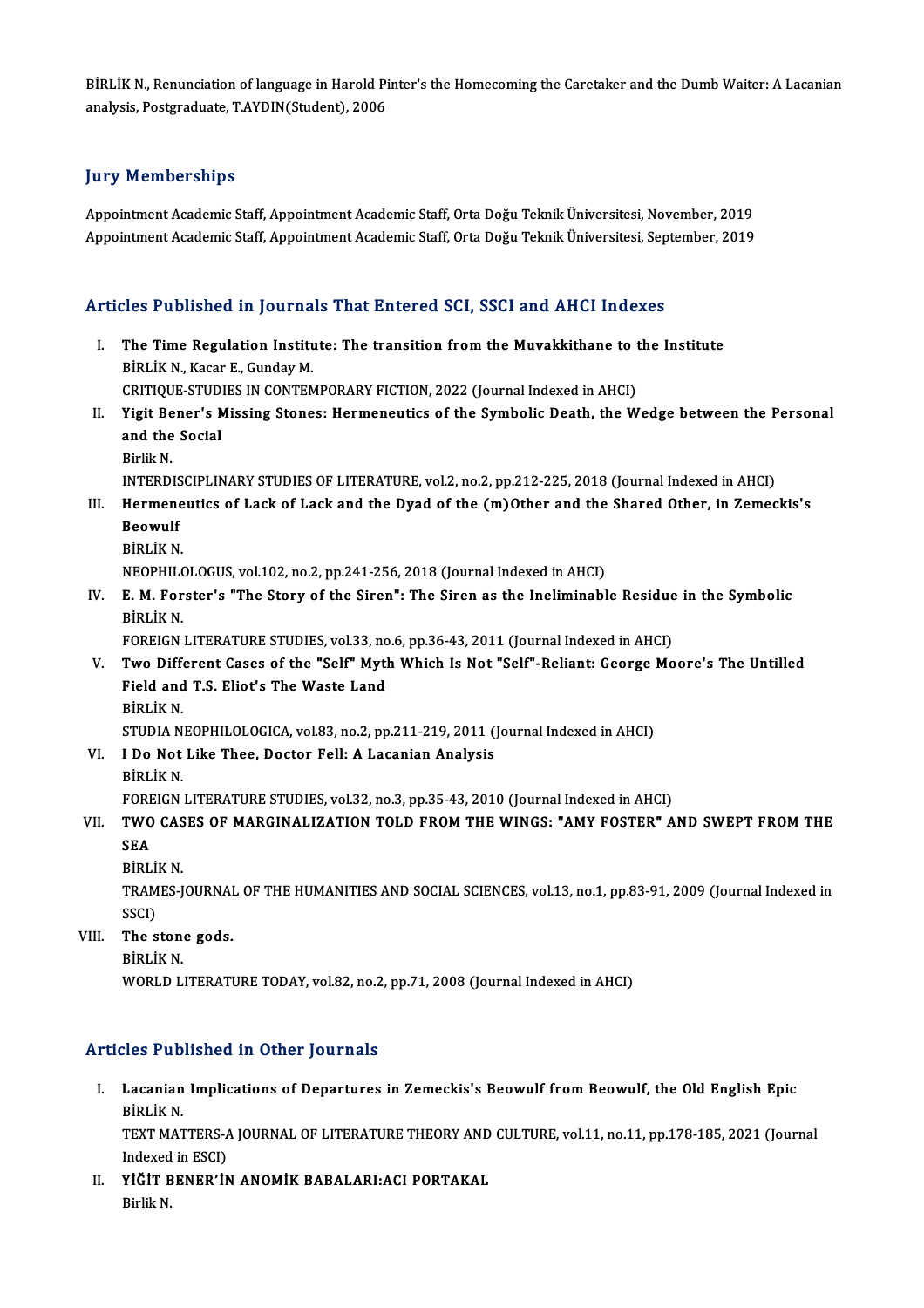BİRLİK N., Renunciation of language in Harold Pinter's the Homecoming the Caretaker and the Dumb Waiter: A Lacanian analysis, Postgraduate, T.AYDIN(Student), 2006

## Jury Memberships

Appointment Academic Staff, Appointment Academic Staff, Orta Doğu Teknik Üniversitesi, November, 2019

Appointment Academic Staff, Appointment Academic Staff, Orta Doğu Teknik Üniversitesi, September, 2019

## Articles Published in Journals That Entered SCI, SSCI and AHCI Indexes

I. **The Time Regulation Institute: The transition from the Muvakkithane to the Institute**
   BİRLİK N., Kacar E., Gunday M.
   CRITIQUE-STUDIES IN CONTEMPORARY FICTION, 2022 (Journal Indexed in AHCI)

II. **Yigit Bener's Missing Stones: Hermeneutics of the Symbolic Death, the Wedge between the Personal and the Social**
   Birlik N.
   INTERDISCIPLINARY STUDIES OF LITERATURE, vol.2, no.2, pp.212-225, 2018 (Journal Indexed in AHCI)

III. **Hermeneutics of Lack of Lack and the Dyad of the (m)Other and the Shared Other, in Zemeckis's Beowulf**
   BİRLİK N.
   NEOPHILOLOGUS, vol.102, no.2, pp.241-256, 2018 (Journal Indexed in AHCI)

IV. **E. M. Forster's "The Story of the Siren": The Siren as the Ineliminable Residue in the Symbolic**
   BİRLİK N.
   FOREIGN LITERATURE STUDIES, vol.33, no.6, pp.36-43, 2011 (Journal Indexed in AHCI)

V. **Two Different Cases of the "Self" Myth Which Is Not "Self"-Reliant: George Moore's The Untilled Field and T.S. Eliot's The Waste Land**
   BİRLİK N.
   STUDIA NEOPHILOLOGICA, vol.83, no.2, pp.211-219, 2011 (Journal Indexed in AHCI)

VI. **I Do Not Like Thee, Doctor Fell: A Lacanian Analysis**
   BİRLİK N.
   FOREIGN LITERATURE STUDIES, vol.32, no.3, pp.35-43, 2010 (Journal Indexed in AHCI)

VII. **TWO CASES OF MARGINALIZATION TOLD FROM THE WINGS: "AMY FOSTER" AND SWEPT FROM THE SEA**
   BİRLİK N.
   TRAMES-JOURNAL OF THE HUMANITIES AND SOCIAL SCIENCES, vol.13, no.1, pp.83-91, 2009 (Journal Indexed in SSCI)

VIII. **The stone gods.**
   BİRLİK N.
   WORLD LITERATURE TODAY, vol.82, no.2, pp.71, 2008 (Journal Indexed in AHCI)

## Articles Published in Other Journals

I. **Lacanian Implications of Departures in Zemeckis's Beowulf from Beowulf, the Old English Epic**
   BİRLİK N.
   TEXT MATTERS-A JOURNAL OF LITERATURE THEORY AND CULTURE, vol.11, no.11, pp.178-185, 2021 (Journal Indexed in ESCI)

II. **YİĞİT BENER'İN ANOMİK BABALARI:ACI PORTAKAL**
   Birlik N.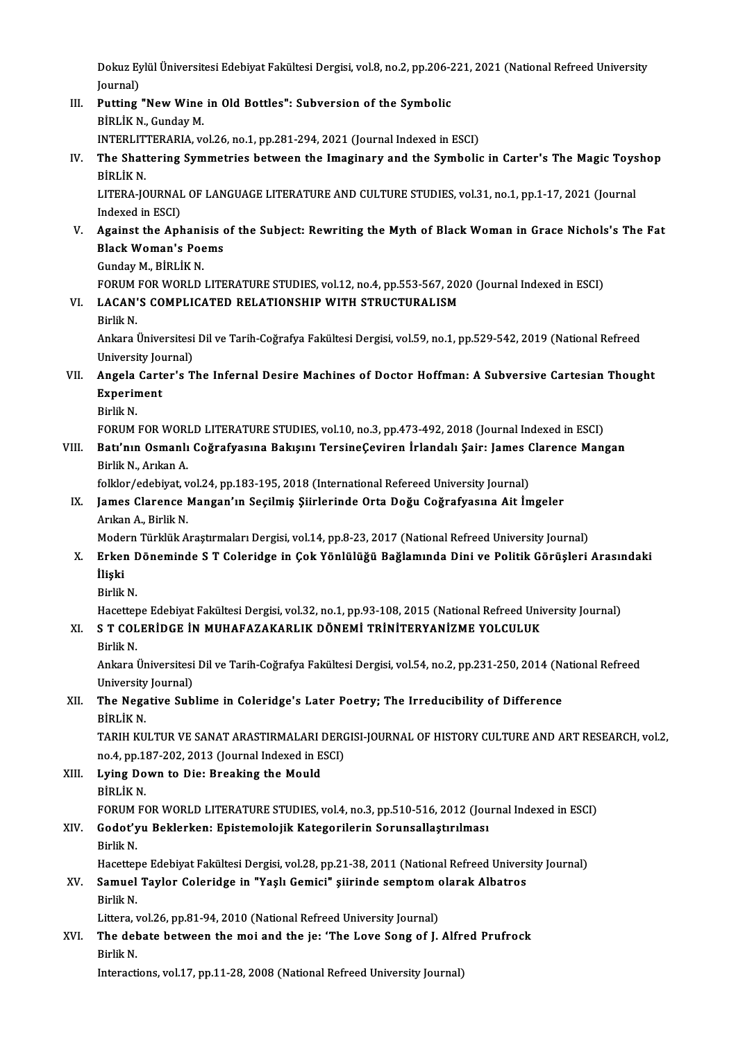Dokuz Eylül Üniversitesi Edebiyat Fakültesi Dergisi, vol.8, no.2, pp.206-221, 2021 (National Refreed University Journal)

III. **Putting "New Wine in Old Bottles": Subversion of the Symbolic**
BİRLİK N., Gunday M.
INTERLITTERARIA, vol.26, no.1, pp.281-294, 2021 (Journal Indexed in ESCI)

IV. **The Shattering Symmetries between the Imaginary and the Symbolic in Carter's The Magic Toyshop**
BİRLİK N.
LITERA-JOURNAL OF LANGUAGE LITERATURE AND CULTURE STUDIES, vol.31, no.1, pp.1-17, 2021 (Journal Indexed in ESCI)

V. **Against the Aphanisis of the Subject: Rewriting the Myth of Black Woman in Grace Nichols's The Fat Black Woman's Poems**
Gunday M., BİRLİK N.
FORUM FOR WORLD LITERATURE STUDIES, vol.12, no.4, pp.553-567, 2020 (Journal Indexed in ESCI)

VI. **LACAN'S COMPLICATED RELATIONSHIP WITH STRUCTURALISM**
Birlik N.
Ankara Üniversitesi Dil ve Tarih-Coğrafya Fakültesi Dergisi, vol.59, no.1, pp.529-542, 2019 (National Refreed University Journal)

VII. **Angela Carter's The Infernal Desire Machines of Doctor Hoffman: A Subversive Cartesian Thought Experiment**
Birlik N.
FORUM FOR WORLD LITERATURE STUDIES, vol.10, no.3, pp.473-492, 2018 (Journal Indexed in ESCI)

VIII. **Batı'nın Osmanlı Coğrafyasına Bakışını TersineÇeviren İrlandalı Şair: James Clarence Mangan**
Birlik N., Arıkan A.
folklor/edebiyat, vol.24, pp.183-195, 2018 (International Refereed University Journal)

IX. **James Clarence Mangan'ın Seçilmiş Şiirlerinde Orta Doğu Coğrafyasına Ait İmgeler**
Arıkan A., Birlik N.
Modern Türklük Araştırmaları Dergisi, vol.14, pp.8-23, 2017 (National Refreed University Journal)

X. **Erken Döneminde S T Coleridge in Çok Yönlülüğü Bağlamında Dini ve Politik Görüşleri Arasındaki İlişki**
Birlik N.
Hacettepe Edebiyat Fakültesi Dergisi, vol.32, no.1, pp.93-108, 2015 (National Refreed University Journal)

XI. **S T COLERİDGE İN MUHAFAZAKARLIK DÖNEMİ TRİNİTERYANİZME YOLCULUK**
Birlik N.
Ankara Üniversitesi Dil ve Tarih-Coğrafya Fakültesi Dergisi, vol.54, no.2, pp.231-250, 2014 (National Refreed University Journal)

XII. **The Negative Sublime in Coleridge's Later Poetry; The Irreducibility of Difference**
BİRLİK N.
TARIH KULTUR VE SANAT ARASTIRMALARI DERGISI-JOURNAL OF HISTORY CULTURE AND ART RESEARCH, vol.2, no.4, pp.187-202, 2013 (Journal Indexed in ESCI)

XIII. **Lying Down to Die: Breaking the Mould**
BİRLİK N.
FORUM FOR WORLD LITERATURE STUDIES, vol.4, no.3, pp.510-516, 2012 (Journal Indexed in ESCI)

XIV. **Godot'yu Beklerken: Epistemolojik Kategorilerin Sorunsallaştırılması**
Birlik N.
Hacettepe Edebiyat Fakültesi Dergisi, vol.28, pp.21-38, 2011 (National Refreed University Journal)

XV. **Samuel Taylor Coleridge in "Yaşlı Gemici" şiirinde semptom olarak Albatros**
Birlik N.
Littera, vol.26, pp.81-94, 2010 (National Refreed University Journal)

XVI. **The debate between the moi and the je: 'The Love Song of J. Alfred Prufrock**
Birlik N.
Interactions, vol.17, pp.11-28, 2008 (National Refreed University Journal)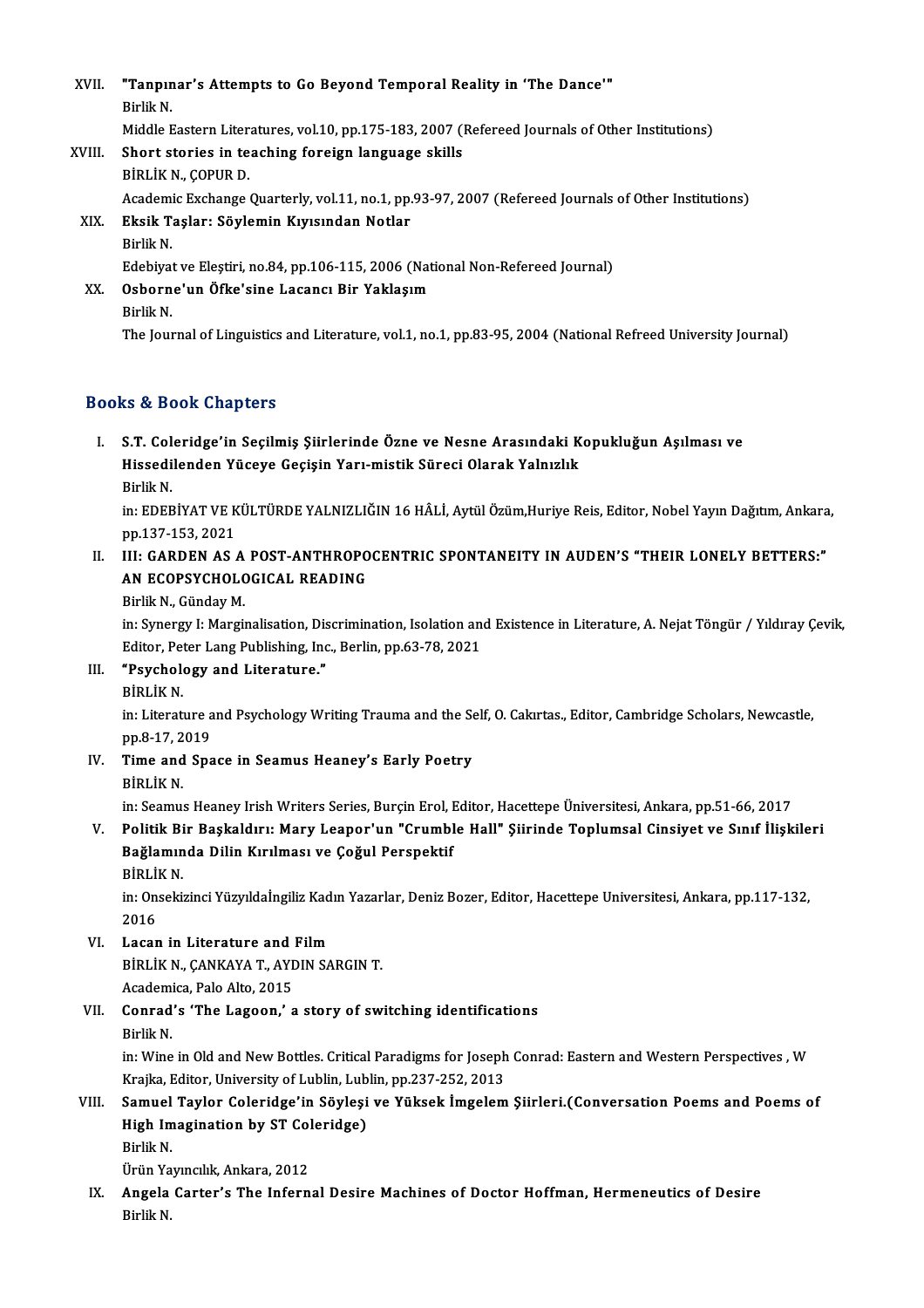XVII. "Tanpınar's Attempts to Go Beyond Temporal Reality in 'The Dance'"
Birlik N.
Middle Eastern Literatures, vol.10, pp.175-183, 2007 (Refereed Journals of Other Institutions)

XVIII. Short stories in teaching foreign language skills
BİRLİK N., ÇOPUR D.
Academic Exchange Quarterly, vol.11, no.1, pp.93-97, 2007 (Refereed Journals of Other Institutions)

XIX. Eksik Taşlar: Söylemin Kıyısından Notlar
Birlik N.
Edebiyat ve Eleştiri, no.84, pp.106-115, 2006 (National Non-Refereed Journal)

XX. Osborne'un Öfke'sine Lacancı Bir Yaklaşım
Birlik N.
The Journal of Linguistics and Literature, vol.1, no.1, pp.83-95, 2004 (National Refreed University Journal)

## Books & Book Chapters

I. S.T. Coleridge'in Seçilmiş Şiirlerinde Özne ve Nesne Arasındaki Kopukluğun Aşılması ve Hissedilenden Yüceye Geçişin Yarı-mistik Süreci Olarak Yalnızlık
Birlik N.
in: EDEBİYAT VE KÜLTÜRDE YALNIZLIĞIN 16 HÂLİ, Aytül Özüm,Huriye Reis, Editor, Nobel Yayın Dağıtım, Ankara, pp.137-153, 2021

II. III: GARDEN AS A POST-ANTHROPOCENTRIC SPONTANEITY IN AUDEN'S "THEIR LONELY BETTERS:" AN ECOPSYCHOLOGICAL READING
Birlik N., Günday M.
in: Synergy I: Marginalisation, Discrimination, Isolation and Existence in Literature, A. Nejat Töngür / Yıldıray Çevik, Editor, Peter Lang Publishing, Inc., Berlin, pp.63-78, 2021

III. "Psychology and Literature."
BİRLİK N.
in: Literature and Psychology Writing Trauma and the Self, O. Cakırtas., Editor, Cambridge Scholars, Newcastle, pp.8-17, 2019

IV. Time and Space in Seamus Heaney's Early Poetry
BİRLİK N.
in: Seamus Heaney Irish Writers Series, Burçin Erol, Editor, Hacettepe Üniversitesi, Ankara, pp.51-66, 2017

V. Politik Bir Başkaldırı: Mary Leapor'un "Crumble Hall" Şiirinde Toplumsal Cinsiyet ve Sınıf İlişkileri Bağlamında Dilin Kırılması ve Çoğul Perspektif
BİRLİK N.
in: Onsekizinci Yüzyıldaİngiliz Kadın Yazarlar, Deniz Bozer, Editor, Hacettepe Universitesi, Ankara, pp.117-132, 2016

VI. Lacan in Literature and Film
BİRLİK N., ÇANKAYA T., AYDIN SARGIN T.
Academica, Palo Alto, 2015

VII. Conrad's 'The Lagoon,' a story of switching identifications
Birlik N.
in: Wine in Old and New Bottles. Critical Paradigms for Joseph Conrad: Eastern and Western Perspectives , W Krajka, Editor, University of Lublin, Lublin, pp.237-252, 2013

VIII. Samuel Taylor Coleridge'in Söyleşi ve Yüksek İmgelem Şiirleri.(Conversation Poems and Poems of High Imagination by ST Coleridge)
Birlik N.
Ürün Yayıncılık, Ankara, 2012

IX. Angela Carter's The Infernal Desire Machines of Doctor Hoffman, Hermeneutics of Desire
Birlik N.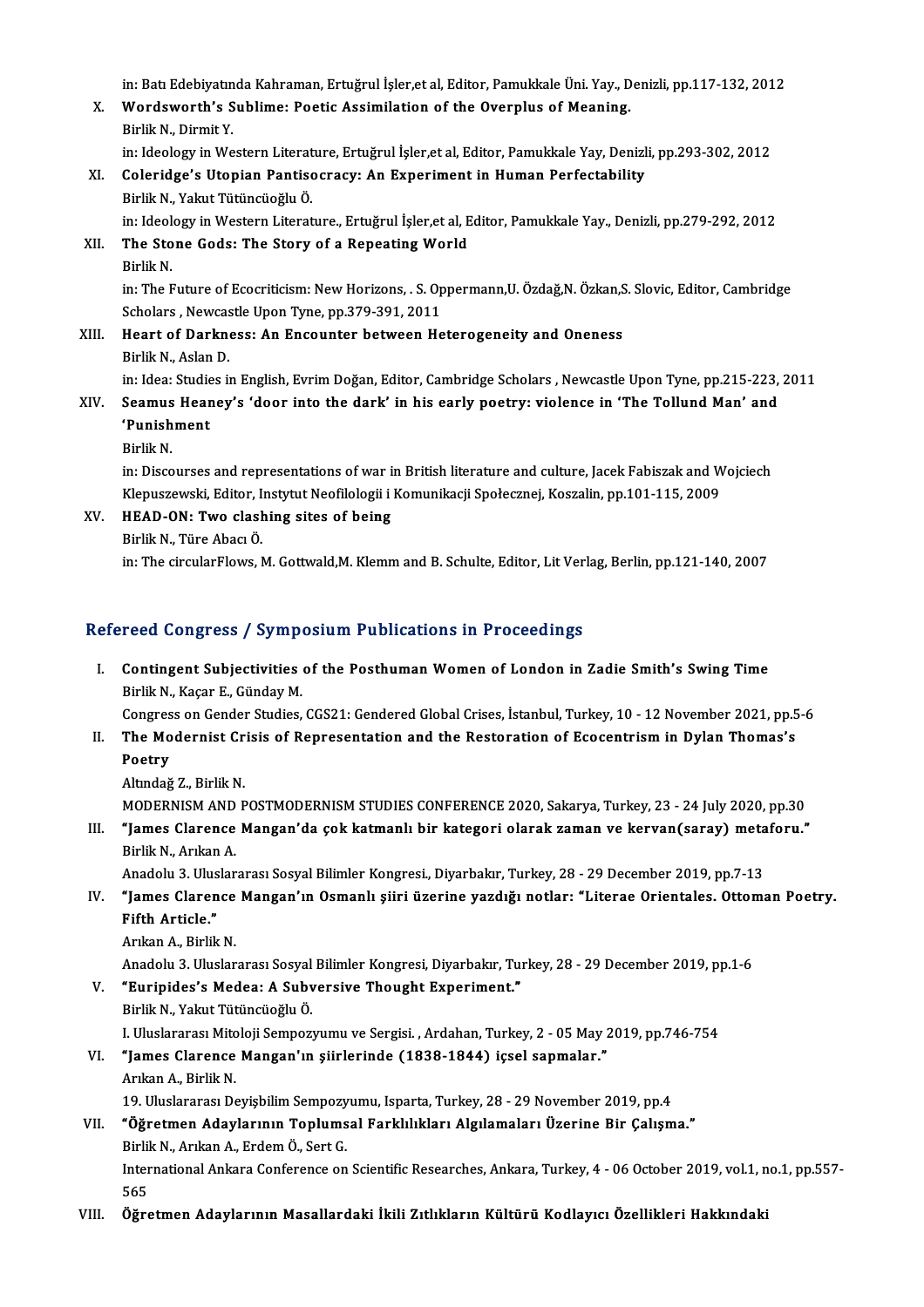in: Batı Edebiyatında Kahraman, Ertuğrul İşler,et al, Editor, Pamukkale Üni. Yay., Denizli, pp.117-132, 2012

X. **Wordsworth's Sublime: Poetic Assimilation of the Overplus of Meaning.**
Birlik N., Dirmit Y.
in: Ideology in Western Literature, Ertuğrul İşler,et al, Editor, Pamukkale Yay, Denizli, pp.293-302, 2012

XI. **Coleridge's Utopian Pantisocracy: An Experiment in Human Perfectability**
Birlik N., Yakut Tütüncüoğlu Ö.
in: Ideology in Western Literature., Ertuğrul İşler,et al, Editor, Pamukkale Yay., Denizli, pp.279-292, 2012

XII. **The Stone Gods: The Story of a Repeating World**
Birlik N.
in: The Future of Ecocriticism: New Horizons, . S. Oppermann,U. Özdağ,N. Özkan,S. Slovic, Editor, Cambridge Scholars , Newcastle Upon Tyne, pp.379-391, 2011

XIII. **Heart of Darkness: An Encounter between Heterogeneity and Oneness**
Birlik N., Aslan D.
in: Idea: Studies in English, Evrim Doğan, Editor, Cambridge Scholars , Newcastle Upon Tyne, pp.215-223, 2011

XIV. **Seamus Heaney's 'door into the dark' in his early poetry: violence in 'The Tollund Man' and 'Punishment**
Birlik N.
in: Discourses and representations of war in British literature and culture, Jacek Fabiszak and Wojciech Klepuszewski, Editor, Instytut Neofilologii i Komunikacji Społecznej, Koszalin, pp.101-115, 2009

XV. **HEAD-ON: Two clashing sites of being**
Birlik N., Türe Abacı Ö.
in: The circularFlows, M. Gottwald,M. Klemm and B. Schulte, Editor, Lit Verlag, Berlin, pp.121-140, 2007

## Refereed Congress / Symposium Publications in Proceedings

I. **Contingent Subjectivities of the Posthuman Women of London in Zadie Smith's Swing Time**
Birlik N., Kaçar E., Günday M.
Congress on Gender Studies, CGS21: Gendered Global Crises, İstanbul, Turkey, 10 - 12 November 2021, pp.5-6

II. **The Modernist Crisis of Representation and the Restoration of Ecocentrism in Dylan Thomas's Poetry**
Altındağ Z., Birlik N.
MODERNISM AND POSTMODERNISM STUDIES CONFERENCE 2020, Sakarya, Turkey, 23 - 24 July 2020, pp.30

III. **"James Clarence Mangan'da çok katmanlı bir kategori olarak zaman ve kervan(saray) metaforu."**
Birlik N., Arıkan A.
Anadolu 3. Uluslararası Sosyal Bilimler Kongresi., Diyarbakır, Turkey, 28 - 29 December 2019, pp.7-13

IV. **"James Clarence Mangan'ın Osmanlı şiiri üzerine yazdığı notlar: "Literae Orientales. Ottoman Poetry. Fifth Article."**
Arıkan A., Birlik N.
Anadolu 3. Uluslararası Sosyal Bilimler Kongresi, Diyarbakır, Turkey, 28 - 29 December 2019, pp.1-6

V. **"Euripides's Medea: A Subversive Thought Experiment."**
Birlik N., Yakut Tütüncüoğlu Ö.
I. Uluslararası Mitoloji Sempozyumu ve Sergisi. , Ardahan, Turkey, 2 - 05 May 2019, pp.746-754

VI. **"James Clarence Mangan'ın şiirlerinde (1838-1844) içsel sapmalar."**
Arıkan A., Birlik N.
19. Uluslararası Deyişbilim Sempozyumu, Isparta, Turkey, 28 - 29 November 2019, pp.4

VII. **"Öğretmen Adaylarının Toplumsal Farklılıkları Algılamaları Üzerine Bir Çalışma."**
Birlik N., Arıkan A., Erdem Ö., Sert G.
International Ankara Conference on Scientific Researches, Ankara, Turkey, 4 - 06 October 2019, vol.1, no.1, pp.557-565

VIII. **Öğretmen Adaylarının Masallardaki İkili Zıtlıkların Kültürü Kodlayıcı Özellikleri Hakkındaki**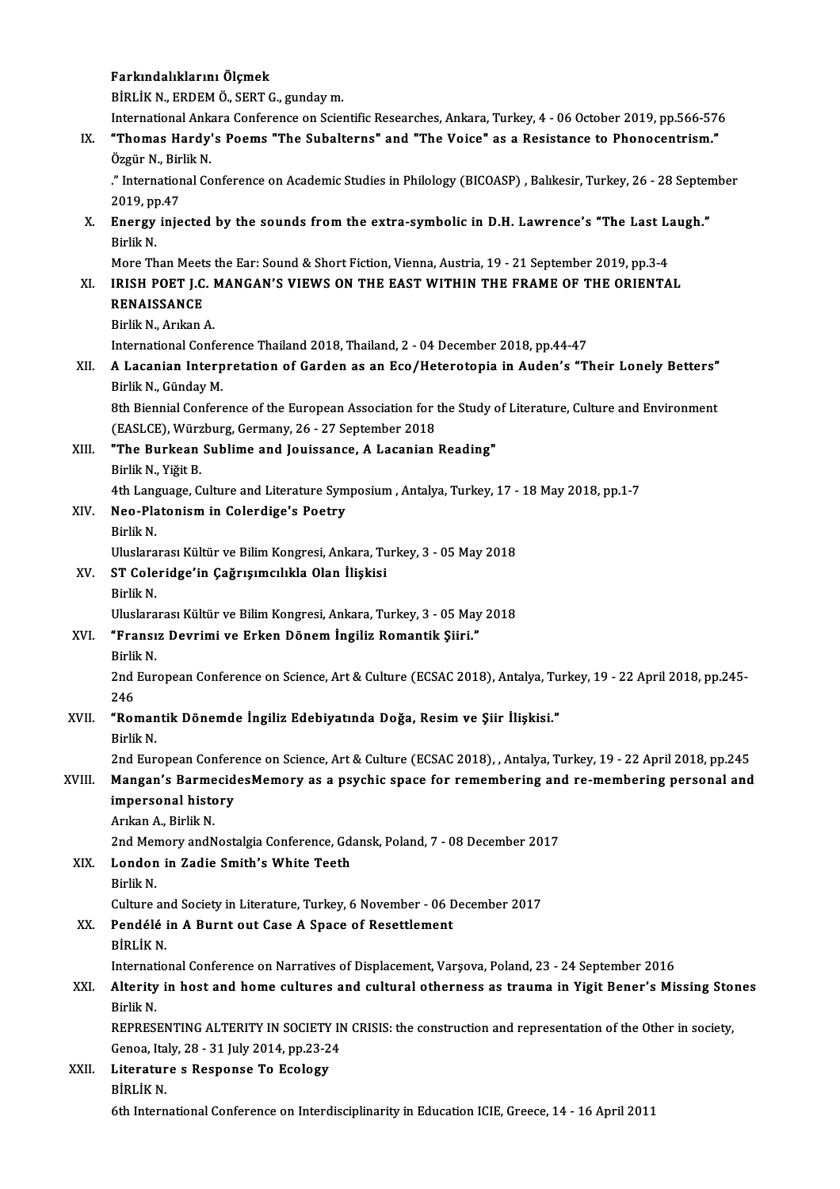Farkındalıklarını Ölçmek
BİRLİK N., ERDEM Ö., SERT G., gunday m.
International Ankara Conference on Scientific Researches, Ankara, Turkey, 4 - 06 October 2019, pp.566-576

IX. **"Thomas Hardy's Poems "The Subalterns" and "The Voice" as a Resistance to Phonocentrism."**
Özgür N., Birlik N.
." International Conference on Academic Studies in Philology (BICOASP) , Balıkesir, Turkey, 26 - 28 September 2019, pp.47

X. **Energy injected by the sounds from the extra-symbolic in D.H. Lawrence's "The Last Laugh."**
Birlik N.
More Than Meets the Ear: Sound & Short Fiction, Vienna, Austria, 19 - 21 September 2019, pp.3-4

XI. **IRISH POET J.C. MANGAN'S VIEWS ON THE EAST WITHIN THE FRAME OF THE ORIENTAL RENAISSANCE**
Birlik N., Arıkan A.
International Conference Thailand 2018, Thailand, 2 - 04 December 2018, pp.44-47

XII. **A Lacanian Interpretation of Garden as an Eco/Heterotopia in Auden's "Their Lonely Betters"**
Birlik N., Günday M.
8th Biennial Conference of the European Association for the Study of Literature, Culture and Environment (EASLCE), Würzburg, Germany, 26 - 27 September 2018

XIII. **"The Burkean Sublime and Jouissance, A Lacanian Reading"**
Birlik N., Yiğit B.
4th Language, Culture and Literature Symposium , Antalya, Turkey, 17 - 18 May 2018, pp.1-7

XIV. **Neo-Platonism in Colerdige's Poetry**
Birlik N.
Uluslararası Kültür ve Bilim Kongresi, Ankara, Turkey, 3 - 05 May 2018

XV. **ST Coleridge'in Çağrışımcılıkla Olan İlişkisi**
Birlik N.
Uluslararası Kültür ve Bilim Kongresi, Ankara, Turkey, 3 - 05 May 2018

XVI. **"Fransız Devrimi ve Erken Dönem İngiliz Romantik Şiiri."**
Birlik N.
2nd European Conference on Science, Art & Culture (ECSAC 2018), Antalya, Turkey, 19 - 22 April 2018, pp.245-246

XVII. **"Romantik Dönemde İngiliz Edebiyatında Doğa, Resim ve Şiir İlişkisi."**
Birlik N.
2nd European Conference on Science, Art & Culture (ECSAC 2018), , Antalya, Turkey, 19 - 22 April 2018, pp.245

XVIII. **Mangan's BarmecidesMemory as a psychic space for remembering and re-membering personal and impersonal history**
Arıkan A., Birlik N.
2nd Memory andNostalgia Conference, Gdansk, Poland, 7 - 08 December 2017

XIX. **London in Zadie Smith's White Teeth**
Birlik N.
Culture and Society in Literature, Turkey, 6 November - 06 December 2017

XX. **Pendélé in A Burnt out Case A Space of Resettlement**
BİRLİK N.
International Conference on Narratives of Displacement, Varşova, Poland, 23 - 24 September 2016

XXI. **Alterity in host and home cultures and cultural otherness as trauma in Yigit Bener's Missing Stones**
Birlik N.
REPRESENTING ALTERITY IN SOCIETY IN CRISIS: the construction and representation of the Other in society, Genoa, Italy, 28 - 31 July 2014, pp.23-24

XXII. **Literature s Response To Ecology**
BİRLİK N.
6th International Conference on Interdisciplinarity in Education ICIE, Greece, 14 - 16 April 2011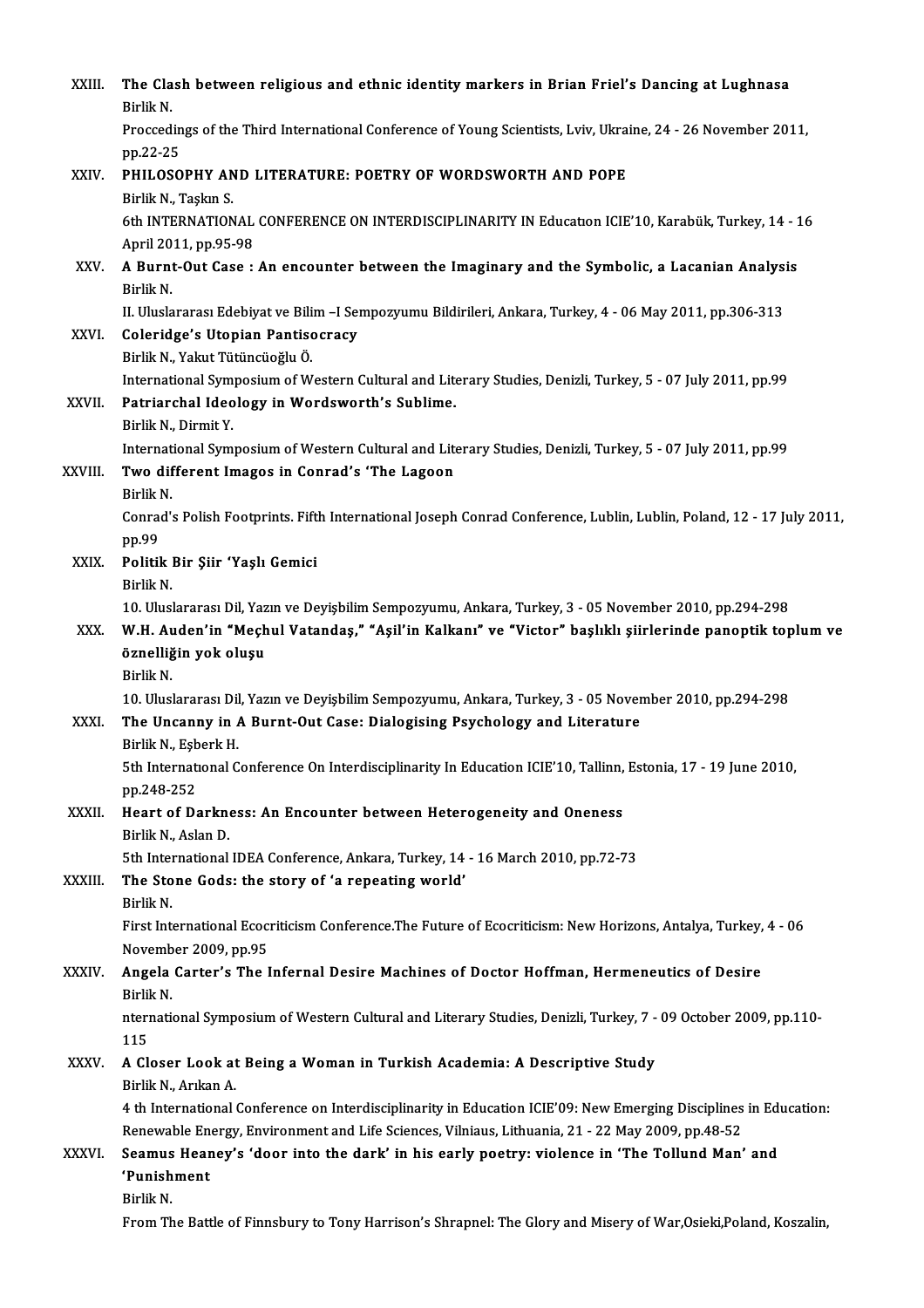XXIII. **The Clash between religious and ethnic identity markers in Brian Friel's Dancing at Lughnasa**
Birlik N.
Proccedings of the Third International Conference of Young Scientists, Lviv, Ukraine, 24 - 26 November 2011, pp.22-25

XXIV. **PHILOSOPHY AND LITERATURE: POETRY OF WORDSWORTH AND POPE**
Birlik N., Taşkın S.
6th INTERNATIONAL CONFERENCE ON INTERDISCIPLINARITY IN Education ICIE'10, Karabük, Turkey, 14 - 16 April 2011, pp.95-98

XXV. **A Burnt-Out Case : An encounter between the Imaginary and the Symbolic, a Lacanian Analysis**
Birlik N.
II. Uluslararası Edebiyat ve Bilim –I Sempozyumu Bildirileri, Ankara, Turkey, 4 - 06 May 2011, pp.306-313

XXVI. **Coleridge's Utopian Pantisocracy**
Birlik N., Yakut Tütüncüoğlu Ö.
International Symposium of Western Cultural and Literary Studies, Denizli, Turkey, 5 - 07 July 2011, pp.99

XXVII. **Patriarchal Ideology in Wordsworth's Sublime.**
Birlik N., Dirmit Y.
International Symposium of Western Cultural and Literary Studies, Denizli, Turkey, 5 - 07 July 2011, pp.99

XXVIII. **Two different Imagos in Conrad's 'The Lagoon**
Birlik N.
Conrad's Polish Footprints. Fifth International Joseph Conrad Conference, Lublin, Lublin, Poland, 12 - 17 July 2011, pp.99

XXIX. **Politik Bir Şiir 'Yaşlı Gemici**
Birlik N.
10. Uluslararası Dil, Yazın ve Deyişbilim Sempozyumu, Ankara, Turkey, 3 - 05 November 2010, pp.294-298

XXX. **W.H. Auden'in "Meçhul Vatandaş," "Aşil'in Kalkanı" ve "Victor" başlıklı şiirlerinde panoptik toplum ve öznelliğin yok oluşu**
Birlik N.
10. Uluslararası Dil, Yazın ve Deyişbilim Sempozyumu, Ankara, Turkey, 3 - 05 November 2010, pp.294-298

XXXI. **The Uncanny in A Burnt-Out Case: Dialogising Psychology and Literature**
Birlik N., Eşberk H.
5th International Conference On Interdisciplinarity In Education ICIE'10, Tallinn, Estonia, 17 - 19 June 2010, pp.248-252

XXXII. **Heart of Darkness: An Encounter between Heterogeneity and Oneness**
Birlik N., Aslan D.
5th International IDEA Conference, Ankara, Turkey, 14 - 16 March 2010, pp.72-73

XXXIII. **The Stone Gods: the story of 'a repeating world'**
Birlik N.
First International Ecocriticism Conference.The Future of Ecocriticism: New Horizons, Antalya, Turkey, 4 - 06 November 2009, pp.95

XXXIV. **Angela Carter's The Infernal Desire Machines of Doctor Hoffman, Hermeneutics of Desire**
Birlik N.
nternational Symposium of Western Cultural and Literary Studies, Denizli, Turkey, 7 - 09 October 2009, pp.110-115

XXXV. **A Closer Look at Being a Woman in Turkish Academia: A Descriptive Study**
Birlik N., Arıkan A.
4 th International Conference on Interdisciplinarity in Education ICIE'09: New Emerging Disciplines in Education: Renewable Energy, Environment and Life Sciences, Vilniaus, Lithuania, 21 - 22 May 2009, pp.48-52

XXXVI. **Seamus Heaney's 'door into the dark' in his early poetry: violence in 'The Tollund Man' and 'Punishment**
Birlik N.
From The Battle of Finnsbury to Tony Harrison's Shrapnel: The Glory and Misery of War,Osieki,Poland, Koszalin,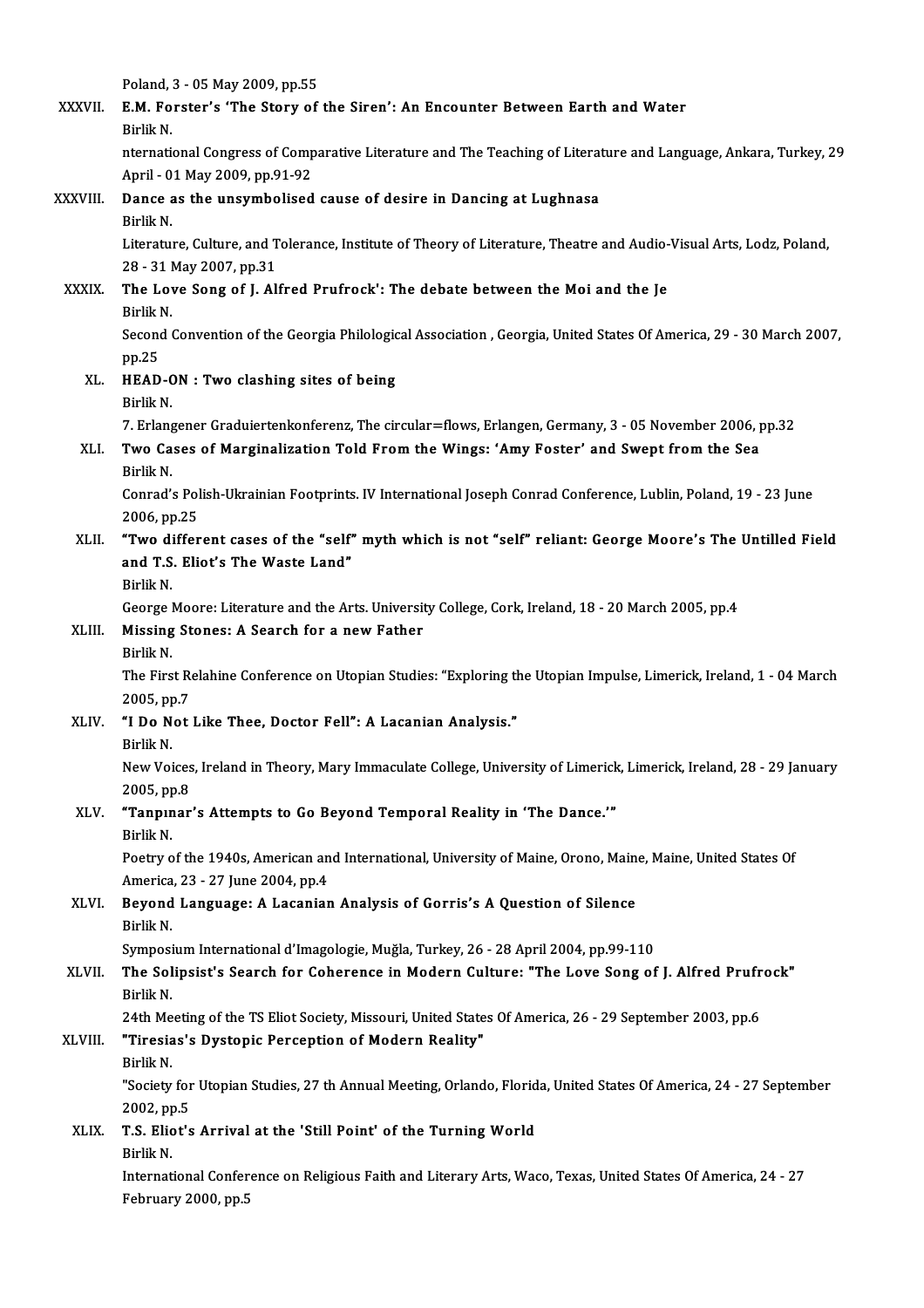Poland, 3 - 05 May 2009, pp.55

XXXVII. **E.M. Forster's 'The Story of the Siren': An Encounter Between Earth and Water**
Birlik N.
nternational Congress of Comparative Literature and The Teaching of Literature and Language, Ankara, Turkey, 29 April - 01 May 2009, pp.91-92

XXXVIII. **Dance as the unsymbolised cause of desire in Dancing at Lughnasa**
Birlik N.
Literature, Culture, and Tolerance, Institute of Theory of Literature, Theatre and Audio-Visual Arts, Lodz, Poland, 28 - 31 May 2007, pp.31

XXXIX. **The Love Song of J. Alfred Prufrock': The debate between the Moi and the Je**
Birlik N.
Second Convention of the Georgia Philological Association , Georgia, United States Of America, 29 - 30 March 2007, pp.25

XL. **HEAD-ON : Two clashing sites of being**
Birlik N.
7. Erlangener Graduiertenkonferenz, The circular=flows, Erlangen, Germany, 3 - 05 November 2006, pp.32

XLI. **Two Cases of Marginalization Told From the Wings: 'Amy Foster' and Swept from the Sea**
Birlik N.
Conrad's Polish-Ukrainian Footprints. IV International Joseph Conrad Conference, Lublin, Poland, 19 - 23 June 2006, pp.25

XLII. **"Two different cases of the "self" myth which is not "self" reliant: George Moore's The Untilled Field and T.S. Eliot's The Waste Land"**
Birlik N.
George Moore: Literature and the Arts. University College, Cork, Ireland, 18 - 20 March 2005, pp.4

XLIII. **Missing Stones: A Search for a new Father**
Birlik N.
The First Relahine Conference on Utopian Studies: "Exploring the Utopian Impulse, Limerick, Ireland, 1 - 04 March 2005, pp.7

XLIV. **"I Do Not Like Thee, Doctor Fell": A Lacanian Analysis."**
Birlik N.
New Voices, Ireland in Theory, Mary Immaculate College, University of Limerick, Limerick, Ireland, 28 - 29 January 2005, pp.8

XLV. **"Tanpınar's Attempts to Go Beyond Temporal Reality in 'The Dance.'"**
Birlik N.
Poetry of the 1940s, American and International, University of Maine, Orono, Maine, Maine, United States Of America, 23 - 27 June 2004, pp.4

XLVI. **Beyond Language: A Lacanian Analysis of Gorris's A Question of Silence**
Birlik N.
Symposium International d'Imagologie, Muğla, Turkey, 26 - 28 April 2004, pp.99-110

XLVII. **The Solipsist's Search for Coherence in Modern Culture: "The Love Song of J. Alfred Prufrock"**
Birlik N.
24th Meeting of the TS Eliot Society, Missouri, United States Of America, 26 - 29 September 2003, pp.6

XLVIII. **"Tiresias's Dystopic Perception of Modern Reality"**
Birlik N.
"Society for Utopian Studies, 27 th Annual Meeting, Orlando, Florida, United States Of America, 24 - 27 September 2002, pp.5

XLIX. **T.S. Eliot's Arrival at the 'Still Point' of the Turning World**
Birlik N.
International Conference on Religious Faith and Literary Arts, Waco, Texas, United States Of America, 24 - 27 February 2000, pp.5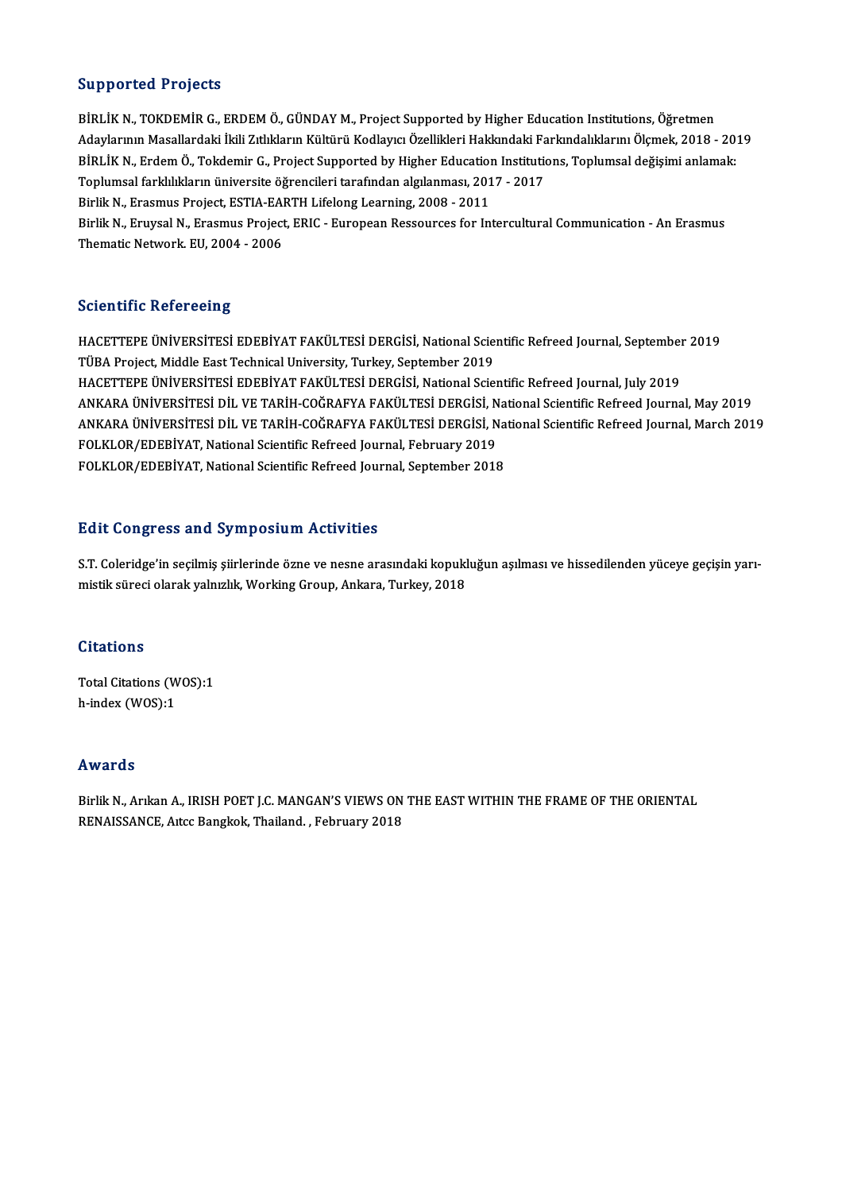## Supported Projects

BİRLİK N., TOKDEMİR G., ERDEM Ö., GÜNDAY M., Project Supported by Higher Education Institutions, Öğretmen Adaylarının Masallardaki İkili Zıtlıkların Kültürü Kodlayıcı Özellikleri Hakkındaki Farkındalıklarını Ölçmek, 2018 - 2019

BİRLİK N., Erdem Ö., Tokdemir G., Project Supported by Higher Education Institutions, Toplumsal değişimi anlamak: Toplumsal farklılıkların üniversite öğrencileri tarafından algılanması, 2017 - 2017

Birlik N., Erasmus Project, ESTIA-EARTH Lifelong Learning, 2008 - 2011

Birlik N., Eruysal N., Erasmus Project, ERIC - European Ressources for Intercultural Communication - An Erasmus Thematic Network. EU, 2004 - 2006

## Scientific Refereeing

HACETTEPE ÜNİVERSİTESİ EDEBİYAT FAKÜLTESİ DERGİSİ, National Scientific Refreed Journal, September 2019

TÜBA Project, Middle East Technical University, Turkey, September 2019

HACETTEPE ÜNİVERSİTESİ EDEBİYAT FAKÜLTESİ DERGİSİ, National Scientific Refreed Journal, July 2019

ANKARA ÜNİVERSİTESİ DİL VE TARİH-COĞRAFYA FAKÜLTESİ DERGİSİ, National Scientific Refreed Journal, May 2019

ANKARA ÜNİVERSİTESİ DİL VE TARİH-COĞRAFYA FAKÜLTESİ DERGİSİ, National Scientific Refreed Journal, March 2019

FOLKLOR/EDEBİYAT, National Scientific Refreed Journal, February 2019

FOLKLOR/EDEBİYAT, National Scientific Refreed Journal, September 2018

## Edit Congress and Symposium Activities

S.T. Coleridge'in seçilmiş şiirlerinde özne ve nesne arasındaki kopukluğun aşılması ve hissedilenden yüceye geçişin yarı-mistik süreci olarak yalnızlık, Working Group, Ankara, Turkey, 2018

## Citations

Total Citations (WOS):1
h-index (WOS):1

## Awards

Birlik N., Arıkan A., IRISH POET J.C. MANGAN'S VIEWS ON THE EAST WITHIN THE FRAME OF THE ORIENTAL RENAISSANCE, Aıtcc Bangkok, Thailand. , February 2018